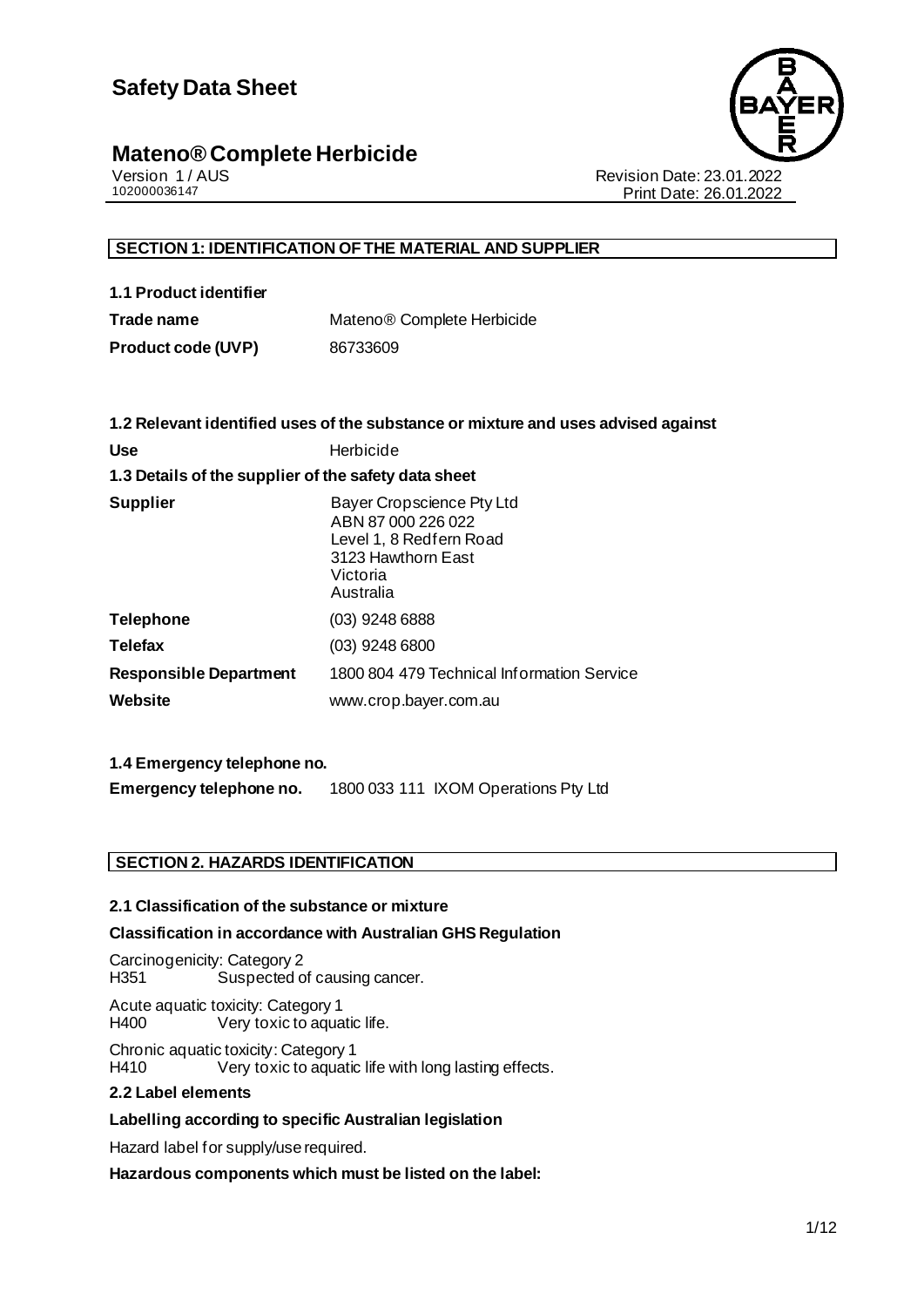# Safety Data Sheet

## Mateno® Complete Herbicide

Version 1 / AUS
102000036147

Revision Date: 23.01.2022
Print Date: 26.01.2022

### SECTION 1: IDENTIFICATION OF THE MATERIAL AND SUPPLIER

**1.1 Product identifier**

| | |
|---|---|
| **Trade name** | Mateno® Complete Herbicide |
| **Product code (UVP)** | 86733609 |

**1.2 Relevant identified uses of the substance or mixture and uses advised against**

| | |
|---|---|
| **Use** | Herbicide |

**1.3 Details of the supplier of the safety data sheet**

| | |
|---|---|
| **Supplier** | Bayer Cropscience Pty Ltd<br>ABN 87 000 226 022<br>Level 1, 8 Redfern Road<br>3123 Hawthorn East<br>Victoria<br>Australia |
| **Telephone** | (03) 9248 6888 |
| **Telefax** | (03) 9248 6800 |
| **Responsible Department** | 1800 804 479 Technical Information Service |
| **Website** | www.crop.bayer.com.au |

**1.4 Emergency telephone no.**

| | |
|---|---|
| **Emergency telephone no.** | 1800 033 111 IXOM Operations Pty Ltd |

### SECTION 2. HAZARDS IDENTIFICATION

**2.1 Classification of the substance or mixture**

**Classification in accordance with Australian GHS Regulation**

Carcinogenicity: Category 2
H351 Suspected of causing cancer.

Acute aquatic toxicity: Category 1
H400 Very toxic to aquatic life.

Chronic aquatic toxicity: Category 1
H410 Very toxic to aquatic life with long lasting effects.

**2.2 Label elements**

**Labelling according to specific Australian legislation**

Hazard label for supply/use required.

**Hazardous components which must be listed on the label:**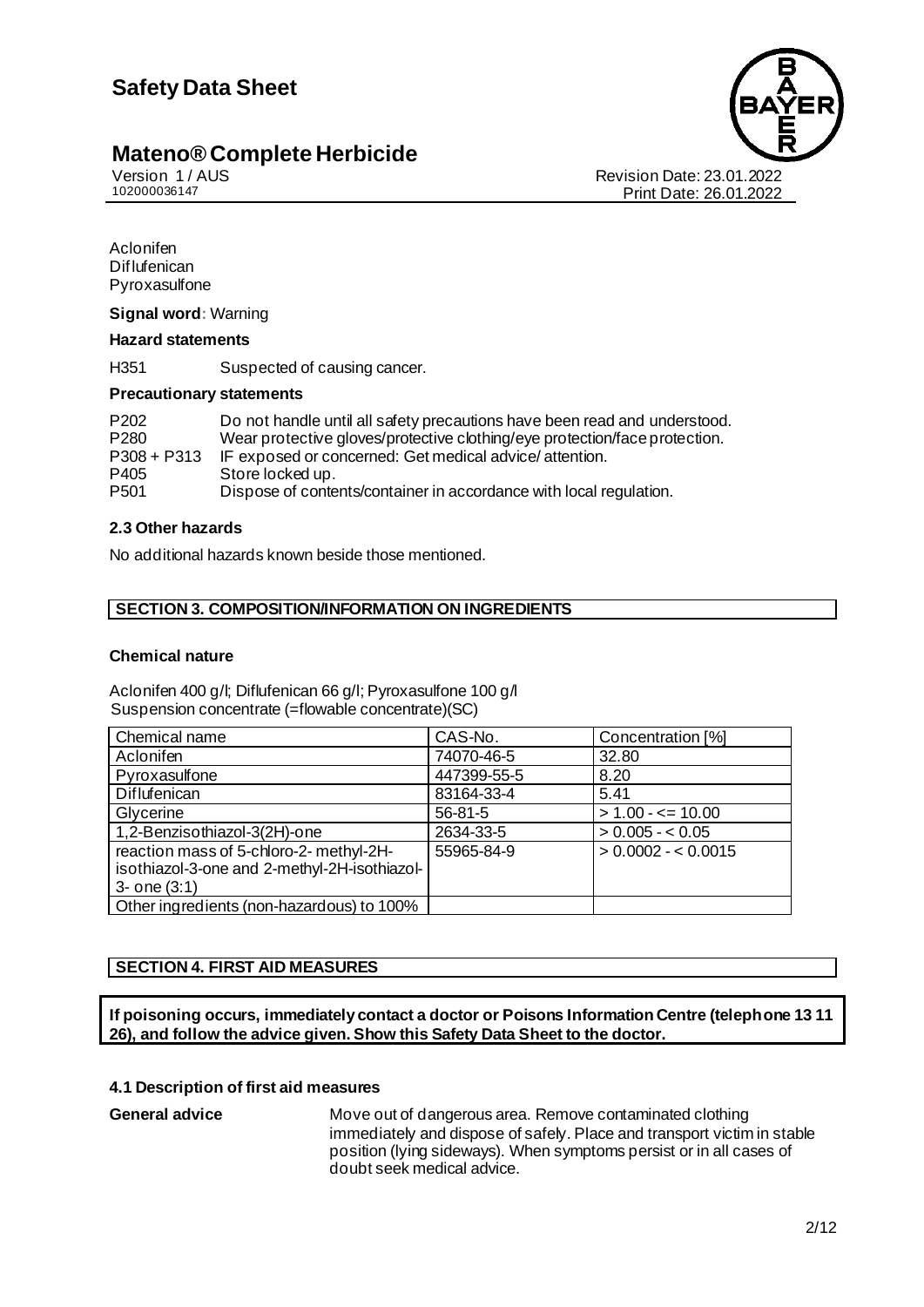Aclonifen
Diflufenican
Pyroxasulfone

**Signal word:** Warning

**Hazard statements**

H351 Suspected of causing cancer.

**Precautionary statements**

P202 Do not handle until all safety precautions have been read and understood.
P280 Wear protective gloves/protective clothing/eye protection/face protection.
P308 + P313 IF exposed or concerned: Get medical advice/ attention.
P405 Store locked up.
P501 Dispose of contents/container in accordance with local regulation.

### 2.3 Other hazards

No additional hazards known beside those mentioned.

## SECTION 3. COMPOSITION/INFORMATION ON INGREDIENTS

### Chemical nature

Aclonifen 400 g/l; Diflufenican 66 g/l; Pyroxasulfone 100 g/l
Suspension concentrate (=flowable concentrate)(SC)

| Chemical name | CAS-No. | Concentration [%] |
|---|---|---|
| Aclonifen | 74070-46-5 | 32.80 |
| Pyroxasulfone | 447399-55-5 | 8.20 |
| Diflufenican | 83164-33-4 | 5.41 |
| Glycerine | 56-81-5 | > 1.00 - <= 10.00 |
| 1,2-Benzisothiazol-3(2H)-one | 2634-33-5 | > 0.005 - < 0.05 |
| reaction mass of 5-chloro-2- methyl-2H-isothiazol-3-one and 2-methyl-2H-isothiazol-3- one (3:1) | 55965-84-9 | > 0.0002 - < 0.0015 |
| Other ingredients (non-hazardous) to 100% | | |

## SECTION 4. FIRST AID MEASURES

**If poisoning occurs, immediately contact a doctor or Poisons Information Centre (telephone 13 11 26), and follow the advice given. Show this Safety Data Sheet to the doctor.**

### 4.1 Description of first aid measures

**General advice** Move out of dangerous area. Remove contaminated clothing immediately and dispose of safely. Place and transport victim in stable position (lying sideways). When symptoms persist or in all cases of doubt seek medical advice.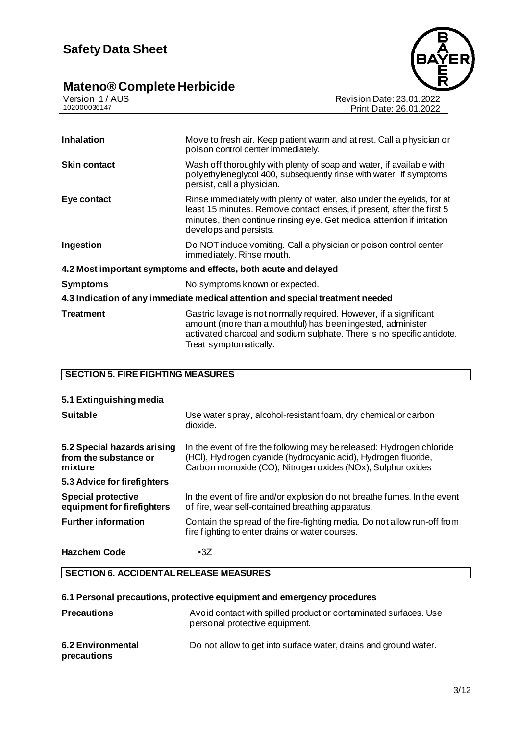| | |
|---|---|
| **Inhalation** | Move to fresh air. Keep patient warm and at rest. Call a physician or poison control center immediately. |
| **Skin contact** | Wash off thoroughly with plenty of soap and water, if available with polyethyleneglycol 400, subsequently rinse with water. If symptoms persist, call a physician. |
| **Eye contact** | Rinse immediately with plenty of water, also under the eyelids, for at least 15 minutes. Remove contact lenses, if present, after the first 5 minutes, then continue rinsing eye. Get medical attention if irritation develops and persists. |
| **Ingestion** | Do NOT induce vomiting. Call a physician or poison control center immediately. Rinse mouth. |

### 4.2 Most important symptoms and effects, both acute and delayed

| | |
|---|---|
| **Symptoms** | No symptoms known or expected. |

### 4.3 Indication of any immediate medical attention and special treatment needed

| | |
|---|---|
| **Treatment** | Gastric lavage is not normally required. However, if a significant amount (more than a mouthful) has been ingested, administer activated charcoal and sodium sulphate. There is no specific antidote. Treat symptomatically. |

## SECTION 5. FIRE FIGHTING MEASURES

### 5.1 Extinguishing media

| | |
|---|---|
| **Suitable** | Use water spray, alcohol-resistant foam, dry chemical or carbon dioxide. |
| **5.2 Special hazards arising from the substance or mixture** | In the event of fire the following may be released: Hydrogen chloride (HCl), Hydrogen cyanide (hydrocyanic acid), Hydrogen fluoride, Carbon monoxide (CO), Nitrogen oxides (NOx), Sulphur oxides |

### 5.3 Advice for firefighters

| | |
|---|---|
| **Special protective equipment for firefighters** | In the event of fire and/or explosion do not breathe fumes. In the event of fire, wear self-contained breathing apparatus. |
| **Further information** | Contain the spread of the fire-fighting media. Do not allow run-off from fire fighting to enter drains or water courses. |
| **Hazchem Code** | •3Z |

## SECTION 6. ACCIDENTAL RELEASE MEASURES

### 6.1 Personal precautions, protective equipment and emergency procedures

| | |
|---|---|
| **Precautions** | Avoid contact with spilled product or contaminated surfaces. Use personal protective equipment. |
| **6.2 Environmental precautions** | Do not allow to get into surface water, drains and ground water. |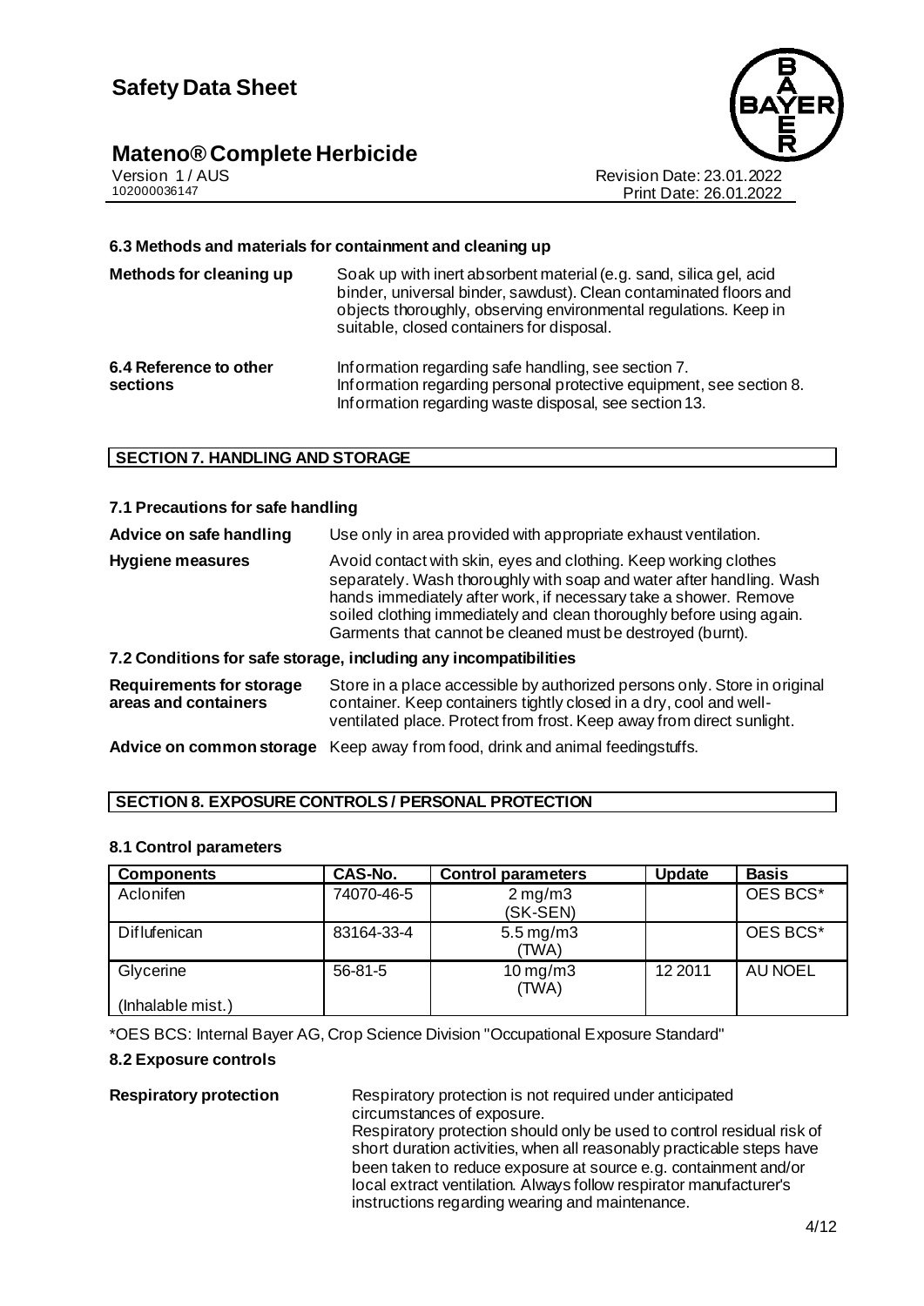### 6.3 Methods and materials for containment and cleaning up

**Methods for cleaning up** Soak up with inert absorbent material (e.g. sand, silica gel, acid binder, universal binder, sawdust). Clean contaminated floors and objects thoroughly, observing environmental regulations. Keep in suitable, closed containers for disposal.

**6.4 Reference to other sections** Information regarding safe handling, see section 7. Information regarding personal protective equipment, see section 8. Information regarding waste disposal, see section 13.

## SECTION 7. HANDLING AND STORAGE

### 7.1 Precautions for safe handling

**Advice on safe handling** Use only in area provided with appropriate exhaust ventilation.

**Hygiene measures** Avoid contact with skin, eyes and clothing. Keep working clothes separately. Wash thoroughly with soap and water after handling. Wash hands immediately after work, if necessary take a shower. Remove soiled clothing immediately and clean thoroughly before using again. Garments that cannot be cleaned must be destroyed (burnt).

### 7.2 Conditions for safe storage, including any incompatibilities

**Requirements for storage areas and containers** Store in a place accessible by authorized persons only. Store in original container. Keep containers tightly closed in a dry, cool and well-ventilated place. Protect from frost. Keep away from direct sunlight.

**Advice on common storage** Keep away from food, drink and animal feedingstuffs.

## SECTION 8. EXPOSURE CONTROLS / PERSONAL PROTECTION

### 8.1 Control parameters

| Components | CAS-No. | Control parameters | Update | Basis |
|---|---|---|---|---|
| Aclonifen | 74070-46-5 | 2 mg/m3 (SK-SEN) | | OES BCS* |
| Diflufenican | 83164-33-4 | 5.5 mg/m3 (TWA) | | OES BCS* |
| Glycerine (Inhalable mist.) | 56-81-5 | 10 mg/m3 (TWA) | 12 2011 | AU NOEL |

*OES BCS: Internal Bayer AG, Crop Science Division "Occupational Exposure Standard"

### 8.2 Exposure controls

**Respiratory protection** Respiratory protection is not required under anticipated circumstances of exposure.
Respiratory protection should only be used to control residual risk of short duration activities, when all reasonably practicable steps have been taken to reduce exposure at source e.g. containment and/or local extract ventilation. Always follow respirator manufacturer's instructions regarding wearing and maintenance.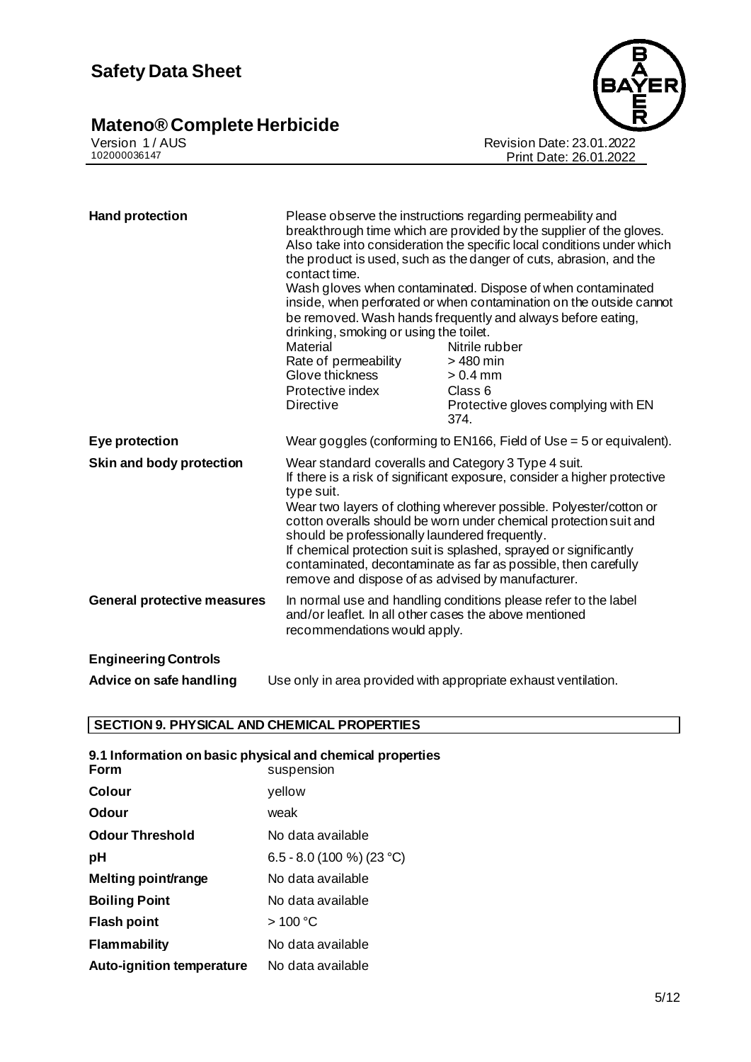| | |
|---|---|
| **Hand protection** | Please observe the instructions regarding permeability and breakthrough time which are provided by the supplier of the gloves. Also take into consideration the specific local conditions under which the product is used, such as the danger of cuts, abrasion, and the contact time.<br>Wash gloves when contaminated. Dispose of when contaminated inside, when perforated or when contamination on the outside cannot be removed. Wash hands frequently and always before eating, drinking, smoking or using the toilet.<br>Material: Nitrile rubber<br>Rate of permeability: > 480 min<br>Glove thickness: > 0.4 mm<br>Protective index: Class 6<br>Directive: Protective gloves complying with EN 374. |
| **Eye protection** | Wear goggles (conforming to EN166, Field of Use = 5 or equivalent). |
| **Skin and body protection** | Wear standard coveralls and Category 3 Type 4 suit.<br>If there is a risk of significant exposure, consider a higher protective type suit.<br>Wear two layers of clothing wherever possible. Polyester/cotton or cotton overalls should be worn under chemical protection suit and should be professionally laundered frequently.<br>If chemical protection suit is splashed, sprayed or significantly contaminated, decontaminate as far as possible, then carefully remove and dispose of as advised by manufacturer. |
| **General protective measures** | In normal use and handling conditions please refer to the label and/or leaflet. In all other cases the above mentioned recommendations would apply. |

**Engineering Controls**

**Advice on safe handling** Use only in area provided with appropriate exhaust ventilation.

## SECTION 9. PHYSICAL AND CHEMICAL PROPERTIES

### 9.1 Information on basic physical and chemical properties

| | |
|---|---|
| **Form** | suspension |
| **Colour** | yellow |
| **Odour** | weak |
| **Odour Threshold** | No data available |
| **pH** | 6.5 - 8.0 (100 %) (23 °C) |
| **Melting point/range** | No data available |
| **Boiling Point** | No data available |
| **Flash point** | > 100 °C |
| **Flammability** | No data available |
| **Auto-ignition temperature** | No data available |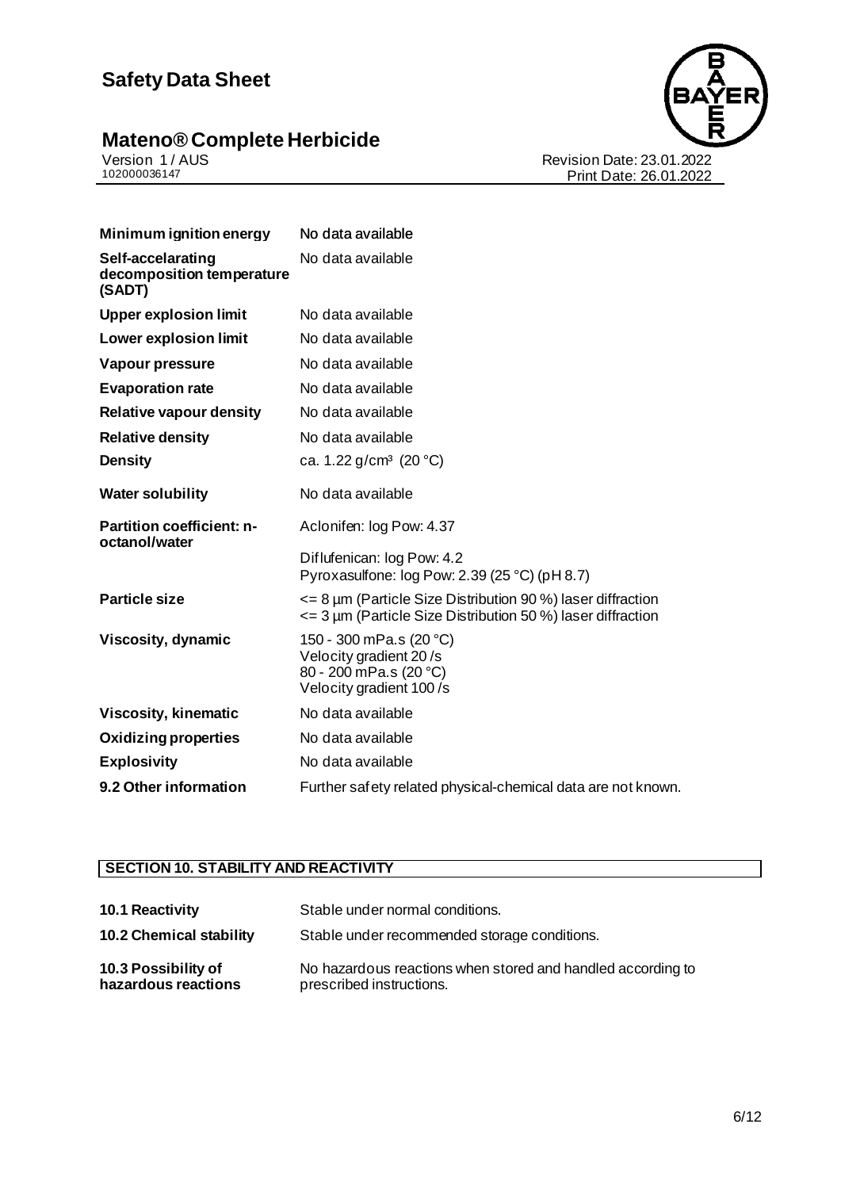| | |
|---|---|
| **Minimum ignition energy** | No data available |
| **Self-accelarating decomposition temperature (SADT)** | No data available |
| **Upper explosion limit** | No data available |
| **Lower explosion limit** | No data available |
| **Vapour pressure** | No data available |
| **Evaporation rate** | No data available |
| **Relative vapour density** | No data available |
| **Relative density** | No data available |
| **Density** | ca. 1.22 g/cm³ (20 °C) |
| **Water solubility** | No data available |
| **Partition coefficient: n-octanol/water** | Aclonifen: log Pow: 4.37<br>Diflufenican: log Pow: 4.2<br>Pyroxasulfone: log Pow: 2.39 (25 °C) (pH 8.7) |
| **Particle size** | <= 8 µm (Particle Size Distribution 90 %) laser diffraction<br><= 3 µm (Particle Size Distribution 50 %) laser diffraction |
| **Viscosity, dynamic** | 150 - 300 mPa.s (20 °C)<br>Velocity gradient 20 /s<br>80 - 200 mPa.s (20 °C)<br>Velocity gradient 100 /s |
| **Viscosity, kinematic** | No data available |
| **Oxidizing properties** | No data available |
| **Explosivity** | No data available |
| **9.2 Other information** | Further safety related physical-chemical data are not known. |

## SECTION 10. STABILITY AND REACTIVITY

| | |
|---|---|
| **10.1 Reactivity** | Stable under normal conditions. |
| **10.2 Chemical stability** | Stable under recommended storage conditions. |
| **10.3 Possibility of hazardous reactions** | No hazardous reactions when stored and handled according to prescribed instructions. |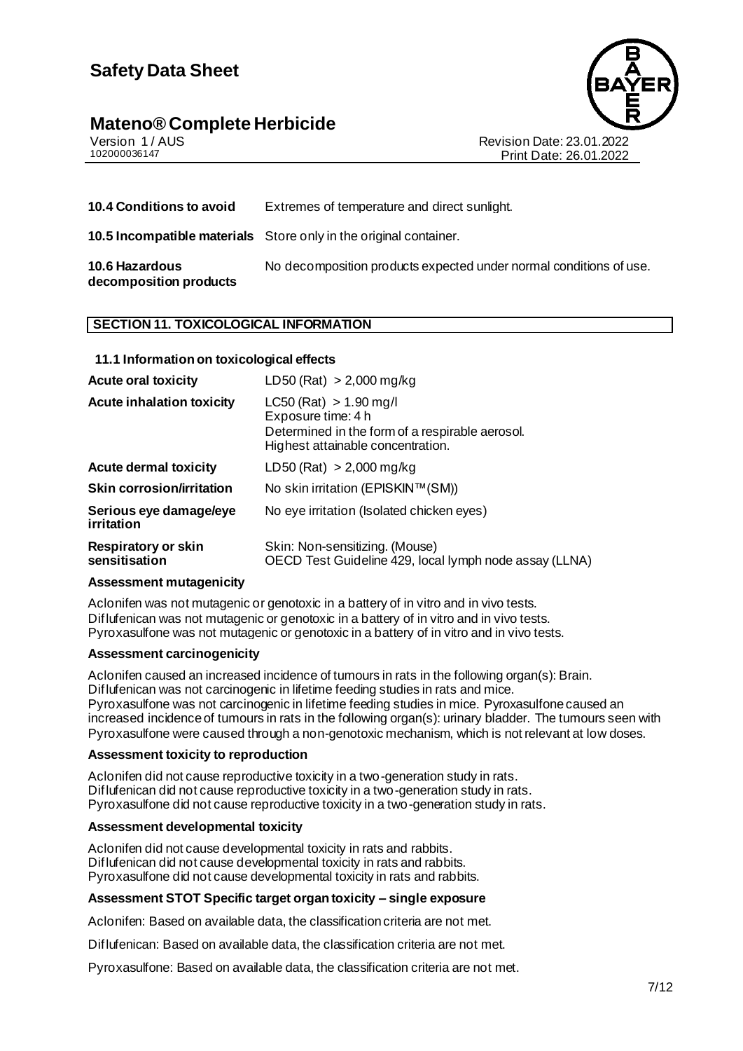| | |
|---|---|
| **10.4 Conditions to avoid** | Extremes of temperature and direct sunlight. |
| **10.5 Incompatible materials** | Store only in the original container. |
| **10.6 Hazardous decomposition products** | No decomposition products expected under normal conditions of use. |

## SECTION 11. TOXICOLOGICAL INFORMATION

### 11.1 Information on toxicological effects

| | |
|---|---|
| **Acute oral toxicity** | LD50 (Rat) > 2,000 mg/kg |
| **Acute inhalation toxicity** | LC50 (Rat) > 1.90 mg/l<br>Exposure time: 4 h<br>Determined in the form of a respirable aerosol.<br>Highest attainable concentration. |
| **Acute dermal toxicity** | LD50 (Rat) > 2,000 mg/kg |
| **Skin corrosion/irritation** | No skin irritation (EPISKIN™(SM)) |
| **Serious eye damage/eye irritation** | No eye irritation (Isolated chicken eyes) |
| **Respiratory or skin sensitisation** | Skin: Non-sensitizing. (Mouse)<br>OECD Test Guideline 429, local lymph node assay (LLNA) |

**Assessment mutagenicity**

Aclonifen was not mutagenic or genotoxic in a battery of in vitro and in vivo tests.
Diflufenican was not mutagenic or genotoxic in a battery of in vitro and in vivo tests.
Pyroxasulfone was not mutagenic or genotoxic in a battery of in vitro and in vivo tests.

**Assessment carcinogenicity**

Aclonifen caused an increased incidence of tumours in rats in the following organ(s): Brain.
Diflufenican was not carcinogenic in lifetime feeding studies in rats and mice.
Pyroxasulfone was not carcinogenic in lifetime feeding studies in mice. Pyroxasulfone caused an increased incidence of tumours in rats in the following organ(s): urinary bladder. The tumours seen with Pyroxasulfone were caused through a non-genotoxic mechanism, which is not relevant at low doses.

**Assessment toxicity to reproduction**

Aclonifen did not cause reproductive toxicity in a two-generation study in rats.
Diflufenican did not cause reproductive toxicity in a two-generation study in rats.
Pyroxasulfone did not cause reproductive toxicity in a two-generation study in rats.

**Assessment developmental toxicity**

Aclonifen did not cause developmental toxicity in rats and rabbits.
Diflufenican did not cause developmental toxicity in rats and rabbits.
Pyroxasulfone did not cause developmental toxicity in rats and rabbits.

**Assessment STOT Specific target organ toxicity – single exposure**

Aclonifen: Based on available data, the classification criteria are not met.

Diflufenican: Based on available data, the classification criteria are not met.

Pyroxasulfone: Based on available data, the classification criteria are not met.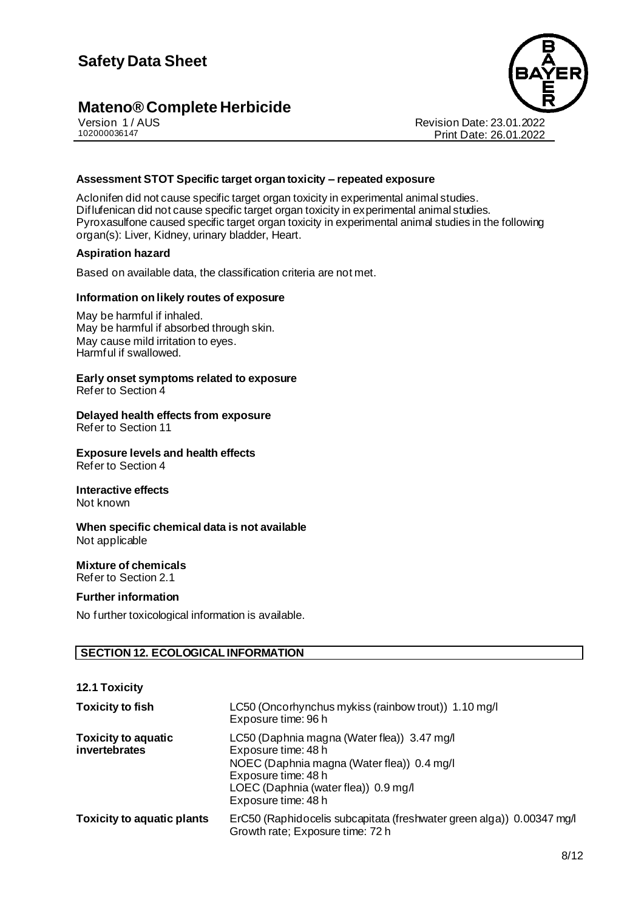**Assessment STOT Specific target organ toxicity – repeated exposure**

Aclonifen did not cause specific target organ toxicity in experimental animal studies.
Diflufenican did not cause specific target organ toxicity in experimental animal studies.
Pyroxasulfone caused specific target organ toxicity in experimental animal studies in the following organ(s): Liver, Kidney, urinary bladder, Heart.

**Aspiration hazard**

Based on available data, the classification criteria are not met.

**Information on likely routes of exposure**

May be harmful if inhaled.
May be harmful if absorbed through skin.
May cause mild irritation to eyes.
Harmful if swallowed.

**Early onset symptoms related to exposure**
Refer to Section 4

**Delayed health effects from exposure**
Refer to Section 11

**Exposure levels and health effects**
Refer to Section 4

**Interactive effects**
Not known

**When specific chemical data is not available**
Not applicable

**Mixture of chemicals**
Refer to Section 2.1

**Further information**

No further toxicological information is available.

## SECTION 12. ECOLOGICAL INFORMATION

### 12.1 Toxicity

| | |
|---|---|
| **Toxicity to fish** | LC50 (Oncorhynchus mykiss (rainbow trout)) 1.10 mg/l<br>Exposure time: 96 h |
| **Toxicity to aquatic invertebrates** | LC50 (Daphnia magna (Water flea)) 3.47 mg/l<br>Exposure time: 48 h<br>NOEC (Daphnia magna (Water flea)) 0.4 mg/l<br>Exposure time: 48 h<br>LOEC (Daphnia (water flea)) 0.9 mg/l<br>Exposure time: 48 h |
| **Toxicity to aquatic plants** | ErC50 (Raphidocelis subcapitata (freshwater green alga)) 0.00347 mg/l<br>Growth rate; Exposure time: 72 h |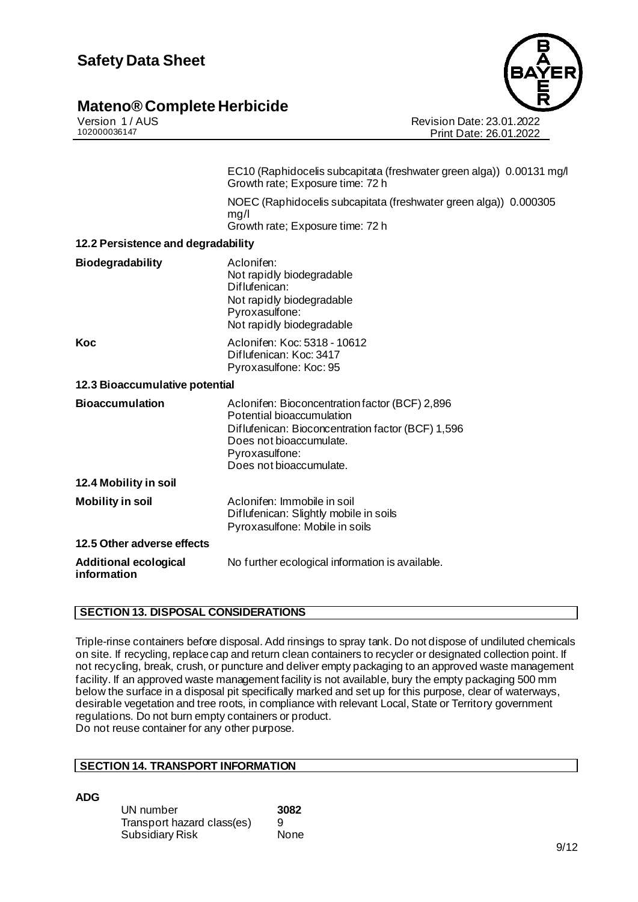EC10 (Raphidocelis subcapitata (freshwater green alga)) 0.00131 mg/l
Growth rate; Exposure time: 72 h

NOEC (Raphidocelis subcapitata (freshwater green alga)) 0.000305 mg/l
Growth rate; Exposure time: 72 h

### 12.2 Persistence and degradability

| | |
|---|---|
| **Biodegradability** | Aclonifen:<br>Not rapidly biodegradable<br>Diflufenican:<br>Not rapidly biodegradable<br>Pyroxasulfone:<br>Not rapidly biodegradable |
| **Koc** | Aclonifen: Koc: 5318 - 10612<br>Diflufenican: Koc: 3417<br>Pyroxasulfone: Koc: 95 |

### 12.3 Bioaccumulative potential

| | |
|---|---|
| **Bioaccumulation** | Aclonifen: Bioconcentration factor (BCF) 2,896<br>Potential bioaccumulation<br>Diflufenican: Bioconcentration factor (BCF) 1,596<br>Does not bioaccumulate.<br>Pyroxasulfone:<br>Does not bioaccumulate. |

### 12.4 Mobility in soil

| | |
|---|---|
| **Mobility in soil** | Aclonifen: Immobile in soil<br>Diflufenican: Slightly mobile in soils<br>Pyroxasulfone: Mobile in soils |

### 12.5 Other adverse effects

| | |
|---|---|
| **Additional ecological information** | No further ecological information is available. |

## SECTION 13. DISPOSAL CONSIDERATIONS

Triple-rinse containers before disposal. Add rinsings to spray tank. Do not dispose of undiluted chemicals on site. If recycling, replace cap and return clean containers to recycler or designated collection point. If not recycling, break, crush, or puncture and deliver empty packaging to an approved waste management facility. If an approved waste management facility is not available, bury the empty packaging 500 mm below the surface in a disposal pit specifically marked and set up for this purpose, clear of waterways, desirable vegetation and tree roots, in compliance with relevant Local, State or Territory government regulations. Do not burn empty containers or product.
Do not reuse container for any other purpose.

## SECTION 14. TRANSPORT INFORMATION

**ADG**

| | |
|---|---|
| UN number | **3082** |
| Transport hazard class(es) | 9 |
| Subsidiary Risk | None |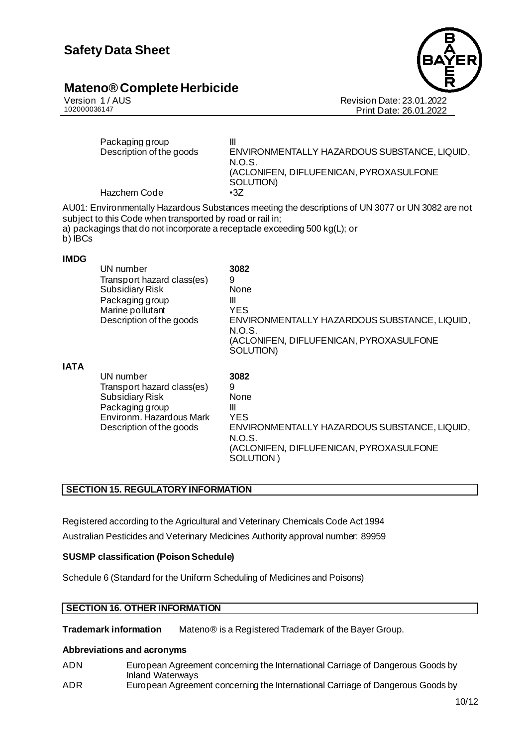| | |
|---|---|
| Packaging group | III |
| Description of the goods | ENVIRONMENTALLY HAZARDOUS SUBSTANCE, LIQUID, N.O.S. (ACLONIFEN, DIFLUFENICAN, PYROXASULFONE SOLUTION) |
| Hazchem Code | •3Z |

AU01: Environmentally Hazardous Substances meeting the descriptions of UN 3077 or UN 3082 are not subject to this Code when transported by road or rail in;
a) packagings that do not incorporate a receptacle exceeding 500 kg(L); or
b) IBCs

**IMDG**

| | |
|---|---|
| UN number | **3082** |
| Transport hazard class(es) | 9 |
| Subsidiary Risk | None |
| Packaging group | III |
| Marine pollutant | YES |
| Description of the goods | ENVIRONMENTALLY HAZARDOUS SUBSTANCE, LIQUID, N.O.S. (ACLONIFEN, DIFLUFENICAN, PYROXASULFONE SOLUTION) |

**IATA**

| | |
|---|---|
| UN number | **3082** |
| Transport hazard class(es) | 9 |
| Subsidiary Risk | None |
| Packaging group | III |
| Environm. Hazardous Mark | YES |
| Description of the goods | ENVIRONMENTALLY HAZARDOUS SUBSTANCE, LIQUID, N.O.S. (ACLONIFEN, DIFLUFENICAN, PYROXASULFONE SOLUTION ) |

## SECTION 15. REGULATORY INFORMATION

Registered according to the Agricultural and Veterinary Chemicals Code Act 1994

Australian Pesticides and Veterinary Medicines Authority approval number: 89959

**SUSMP classification (Poison Schedule)**

Schedule 6 (Standard for the Uniform Scheduling of Medicines and Poisons)

## SECTION 16. OTHER INFORMATION

**Trademark information** Mateno® is a Registered Trademark of the Bayer Group.

**Abbreviations and acronyms**

| | |
|---|---|
| ADN | European Agreement concerning the International Carriage of Dangerous Goods by Inland Waterways |
| ADR | European Agreement concerning the International Carriage of Dangerous Goods by |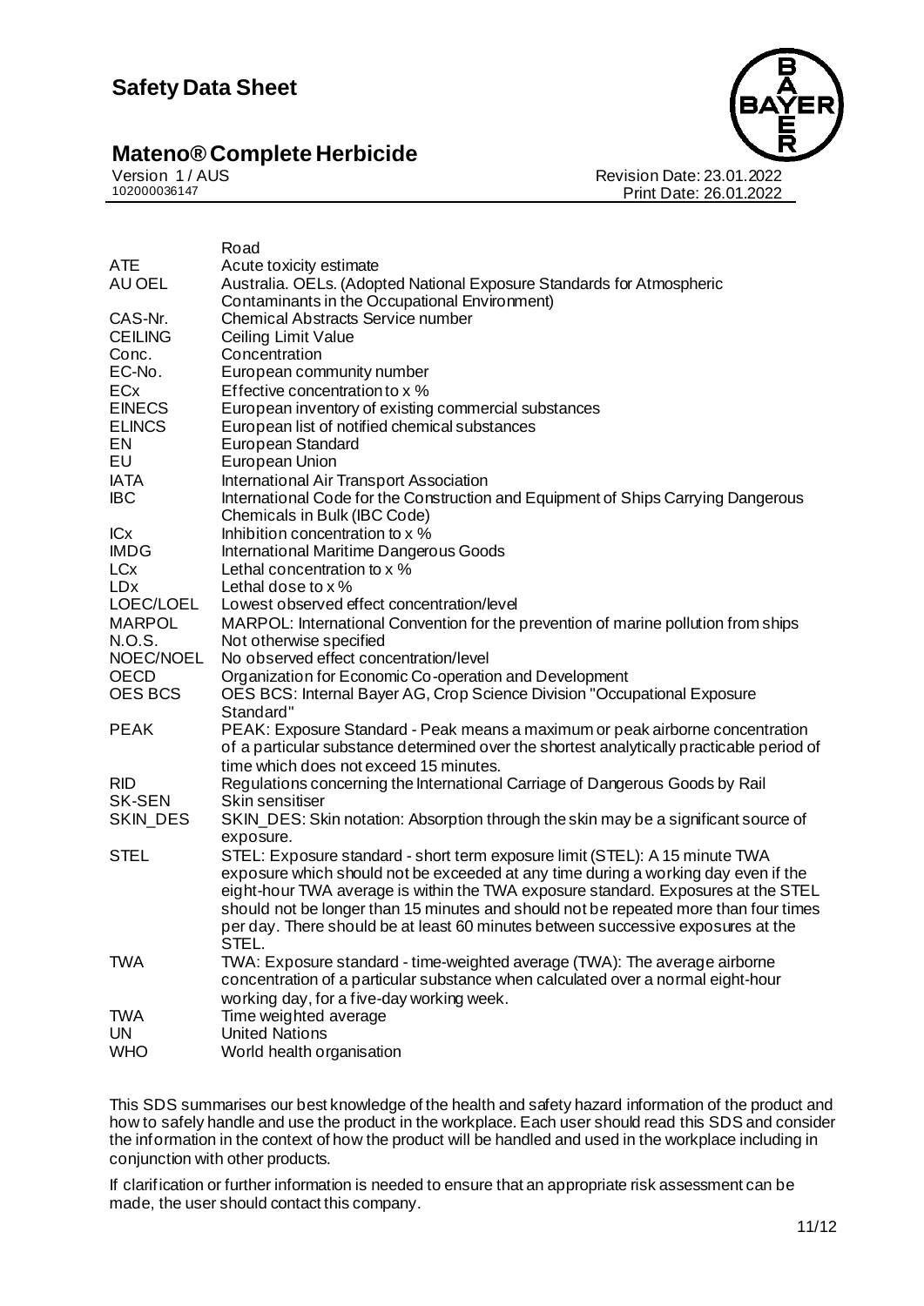| | |
|---|---|
| | Road |
| ATE | Acute toxicity estimate |
| AU OEL | Australia. OELs. (Adopted National Exposure Standards for Atmospheric Contaminants in the Occupational Environment) |
| CAS-Nr. | Chemical Abstracts Service number |
| CEILING | Ceiling Limit Value |
| Conc. | Concentration |
| EC-No. | European community number |
| ECx | Effective concentration to x % |
| EINECS | European inventory of existing commercial substances |
| ELINCS | European list of notified chemical substances |
| EN | European Standard |
| EU | European Union |
| IATA | International Air Transport Association |
| IBC | International Code for the Construction and Equipment of Ships Carrying Dangerous Chemicals in Bulk (IBC Code) |
| ICx | Inhibition concentration to x % |
| IMDG | International Maritime Dangerous Goods |
| LCx | Lethal concentration to x % |
| LDx | Lethal dose to x % |
| LOEC/LOEL | Lowest observed effect concentration/level |
| MARPOL | MARPOL: International Convention for the prevention of marine pollution from ships |
| N.O.S. | Not otherwise specified |
| NOEC/NOEL | No observed effect concentration/level |
| OECD | Organization for Economic Co-operation and Development |
| OES BCS | OES BCS: Internal Bayer AG, Crop Science Division "Occupational Exposure Standard" |
| PEAK | PEAK: Exposure Standard - Peak means a maximum or peak airborne concentration of a particular substance determined over the shortest analytically practicable period of time which does not exceed 15 minutes. |
| RID | Regulations concerning the International Carriage of Dangerous Goods by Rail |
| SK-SEN | Skin sensitiser |
| SKIN_DES | SKIN_DES: Skin notation: Absorption through the skin may be a significant source of exposure. |
| STEL | STEL: Exposure standard - short term exposure limit (STEL): A 15 minute TWA exposure which should not be exceeded at any time during a working day even if the eight-hour TWA average is within the TWA exposure standard. Exposures at the STEL should not be longer than 15 minutes and should not be repeated more than four times per day. There should be at least 60 minutes between successive exposures at the STEL. |
| TWA | TWA: Exposure standard - time-weighted average (TWA): The average airborne concentration of a particular substance when calculated over a normal eight-hour working day, for a five-day working week. |
| TWA | Time weighted average |
| UN | United Nations |
| WHO | World health organisation |

This SDS summarises our best knowledge of the health and safety hazard information of the product and how to safely handle and use the product in the workplace. Each user should read this SDS and consider the information in the context of how the product will be handled and used in the workplace including in conjunction with other products.

If clarification or further information is needed to ensure that an appropriate risk assessment can be made, the user should contact this company.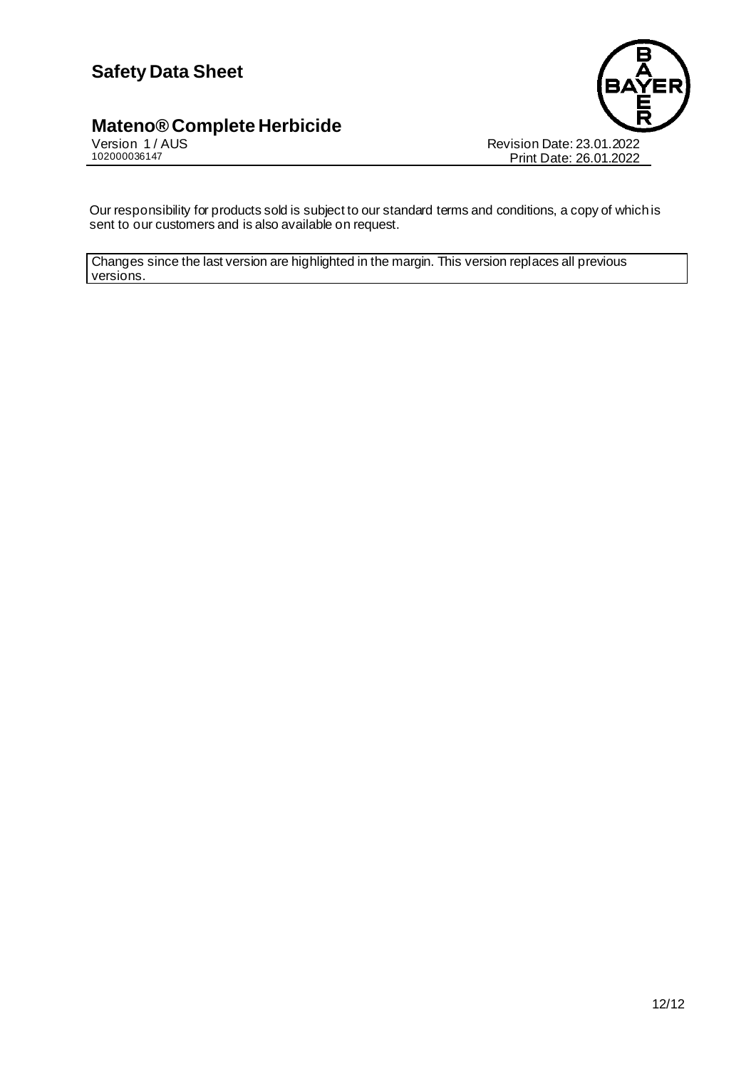Our responsibility for products sold is subject to our standard terms and conditions, a copy of which is sent to our customers and is also available on request.

Changes since the last version are highlighted in the margin. This version replaces all previous versions.